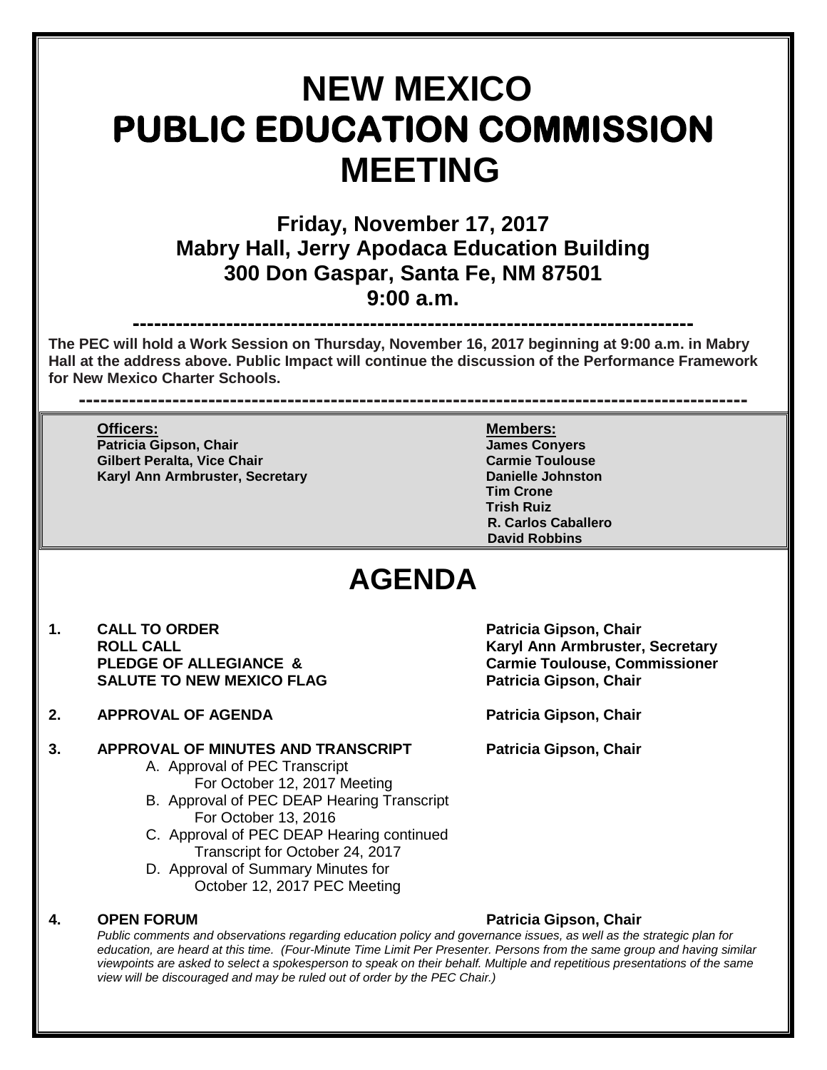# NEW MEXICO
# PUBLIC EDUCATION COMMISSION
# MEETING

## Friday, November 17, 2017
## Mabry Hall, Jerry Apodaca Education Building
## 300 Don Gaspar, Santa Fe, NM 87501
## 9:00 a.m.

---

**The PEC will hold a Work Session on Thursday, November 16, 2017 beginning at 9:00 a.m. in Mabry Hall at the address above. Public Impact will continue the discussion of the Performance Framework for New Mexico Charter Schools.**

---

| **Officers:** | **Members:** |
|---|---|
| **Patricia Gipson, Chair** | **James Conyers** |
| **Gilbert Peralta, Vice Chair** | **Carmie Toulouse** |
| **Karyl Ann Armbruster, Secretary** | **Danielle Johnston** |
| | **Tim Crone** |
| | **Trish Ruiz** |
| | **R. Carlos Caballero** |
| | **David Robbins** |

# AGENDA

**1. CALL TO ORDER** — **Patricia Gipson, Chair**
**ROLL CALL** — **Karyl Ann Armbruster, Secretary**
**PLEDGE OF ALLEGIANCE & SALUTE TO NEW MEXICO FLAG** — **Carmie Toulouse, Commissioner**; **Patricia Gipson, Chair**

**2. APPROVAL OF AGENDA** — **Patricia Gipson, Chair**

**3. APPROVAL OF MINUTES AND TRANSCRIPT** — **Patricia Gipson, Chair**

A. Approval of PEC Transcript For October 12, 2017 Meeting
B. Approval of PEC DEAP Hearing Transcript For October 13, 2016
C. Approval of PEC DEAP Hearing continued Transcript for October 24, 2017
D. Approval of Summary Minutes for October 12, 2017 PEC Meeting

**4. OPEN FORUM** — **Patricia Gipson, Chair**

*Public comments and observations regarding education policy and governance issues, as well as the strategic plan for education, are heard at this time. (Four-Minute Time Limit Per Presenter. Persons from the same group and having similar viewpoints are asked to select a spokesperson to speak on their behalf. Multiple and repetitious presentations of the same view will be discouraged and may be ruled out of order by the PEC Chair.)*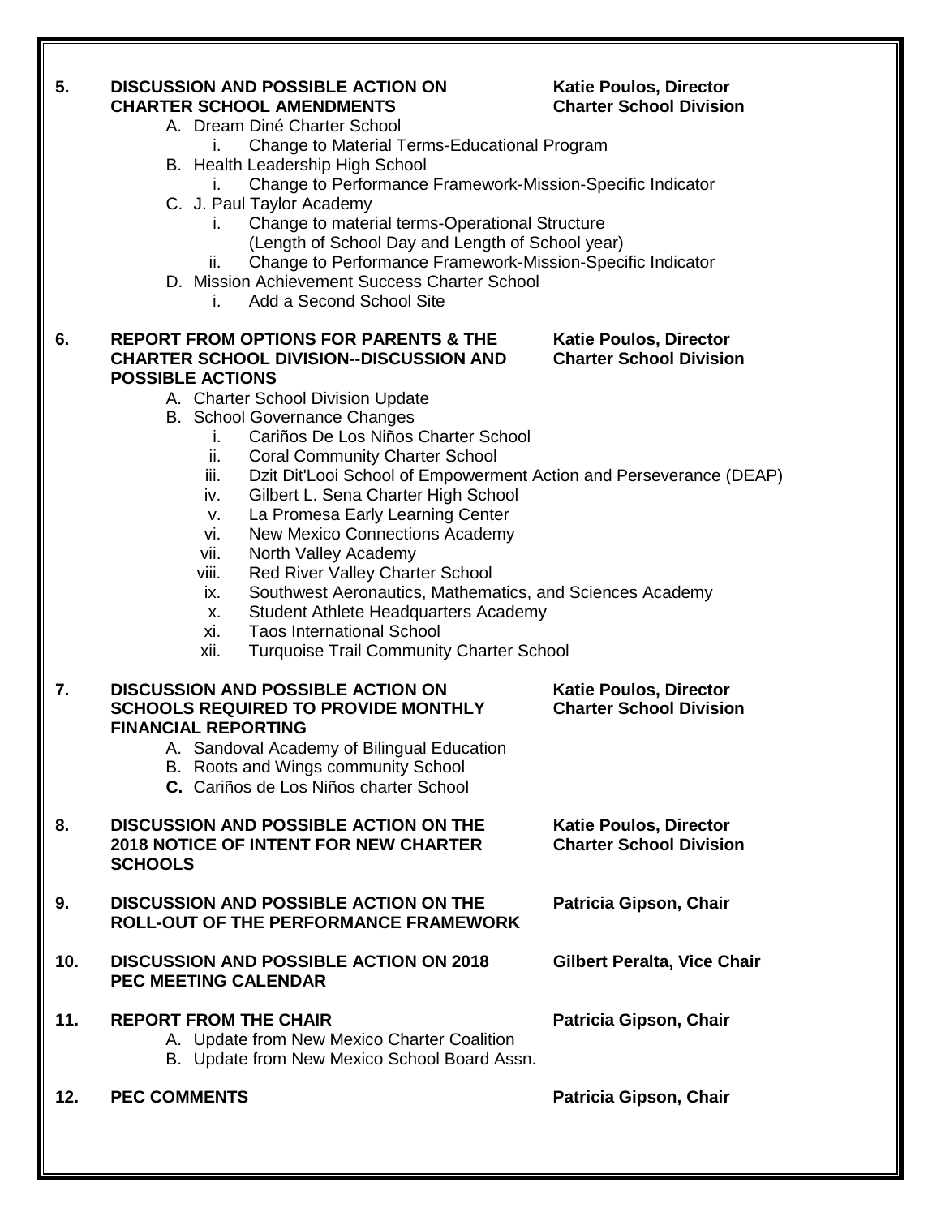**5. DISCUSSION AND POSSIBLE ACTION ON CHARTER SCHOOL AMENDMENTS** — **Katie Poulos, Director, Charter School Division**

A. Dream Diné Charter School
   i. Change to Material Terms-Educational Program
B. Health Leadership High School
   i. Change to Performance Framework-Mission-Specific Indicator
C. J. Paul Taylor Academy
   i. Change to material terms-Operational Structure (Length of School Day and Length of School year)
   ii. Change to Performance Framework-Mission-Specific Indicator
D. Mission Achievement Success Charter School
   i. Add a Second School Site

**6. REPORT FROM OPTIONS FOR PARENTS & THE CHARTER SCHOOL DIVISION--DISCUSSION AND POSSIBLE ACTIONS** — **Katie Poulos, Director, Charter School Division**

A. Charter School Division Update
B. School Governance Changes
   i. Cariños De Los Niños Charter School
   ii. Coral Community Charter School
   iii. Dzit Dit'Looi School of Empowerment Action and Perseverance (DEAP)
   iv. Gilbert L. Sena Charter High School
   v. La Promesa Early Learning Center
   vi. New Mexico Connections Academy
   vii. North Valley Academy
   viii. Red River Valley Charter School
   ix. Southwest Aeronautics, Mathematics, and Sciences Academy
   x. Student Athlete Headquarters Academy
   xi. Taos International School
   xii. Turquoise Trail Community Charter School

**7. DISCUSSION AND POSSIBLE ACTION ON SCHOOLS REQUIRED TO PROVIDE MONTHLY FINANCIAL REPORTING** — **Katie Poulos, Director, Charter School Division**

A. Sandoval Academy of Bilingual Education
B. Roots and Wings community School
**C.** Cariños de Los Niños charter School

**8. DISCUSSION AND POSSIBLE ACTION ON THE 2018 NOTICE OF INTENT FOR NEW CHARTER SCHOOLS** — **Katie Poulos, Director, Charter School Division**

**9. DISCUSSION AND POSSIBLE ACTION ON THE ROLL-OUT OF THE PERFORMANCE FRAMEWORK** — **Patricia Gipson, Chair**

**10. DISCUSSION AND POSSIBLE ACTION ON 2018 PEC MEETING CALENDAR** — **Gilbert Peralta, Vice Chair**

**11. REPORT FROM THE CHAIR** — **Patricia Gipson, Chair**

A. Update from New Mexico Charter Coalition
B. Update from New Mexico School Board Assn.

**12. PEC COMMENTS** — **Patricia Gipson, Chair**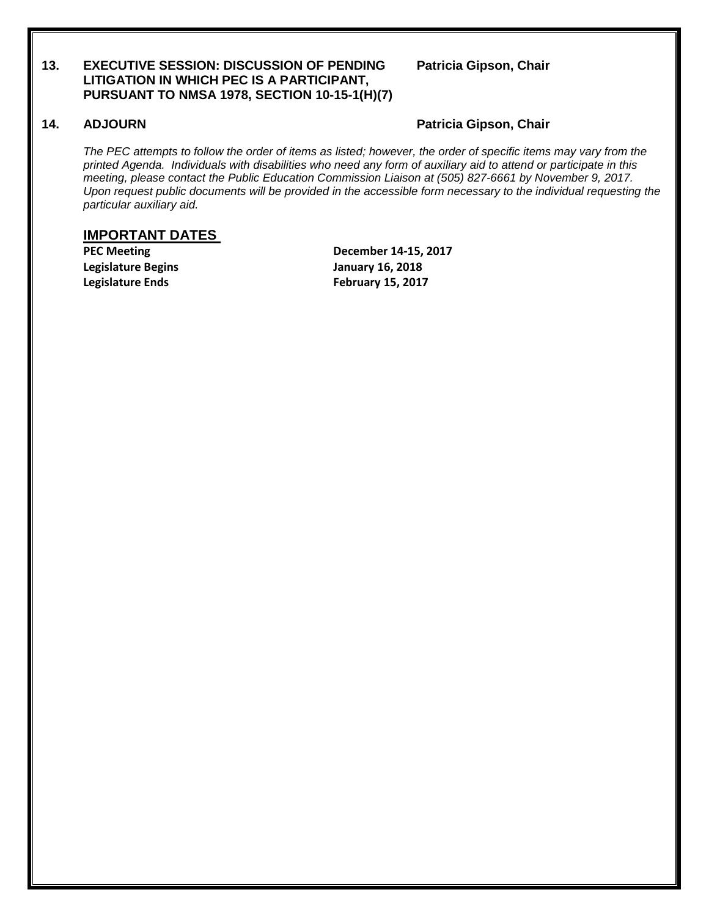**13. EXECUTIVE SESSION: DISCUSSION OF PENDING LITIGATION IN WHICH PEC IS A PARTICIPANT, PURSUANT TO NMSA 1978, SECTION 10-15-1(H)(7)** **Patricia Gipson, Chair**

**14. ADJOURN** **Patricia Gipson, Chair**

*The PEC attempts to follow the order of items as listed; however, the order of specific items may vary from the printed Agenda. Individuals with disabilities who need any form of auxiliary aid to attend or participate in this meeting, please contact the Public Education Commission Liaison at (505) 827-6661 by November 9, 2017. Upon request public documents will be provided in the accessible form necessary to the individual requesting the particular auxiliary aid.*

## IMPORTANT DATES

| | |
|---|---|
| **PEC Meeting** | **December 14-15, 2017** |
| **Legislature Begins** | **January 16, 2018** |
| **Legislature Ends** | **February 15, 2017** |